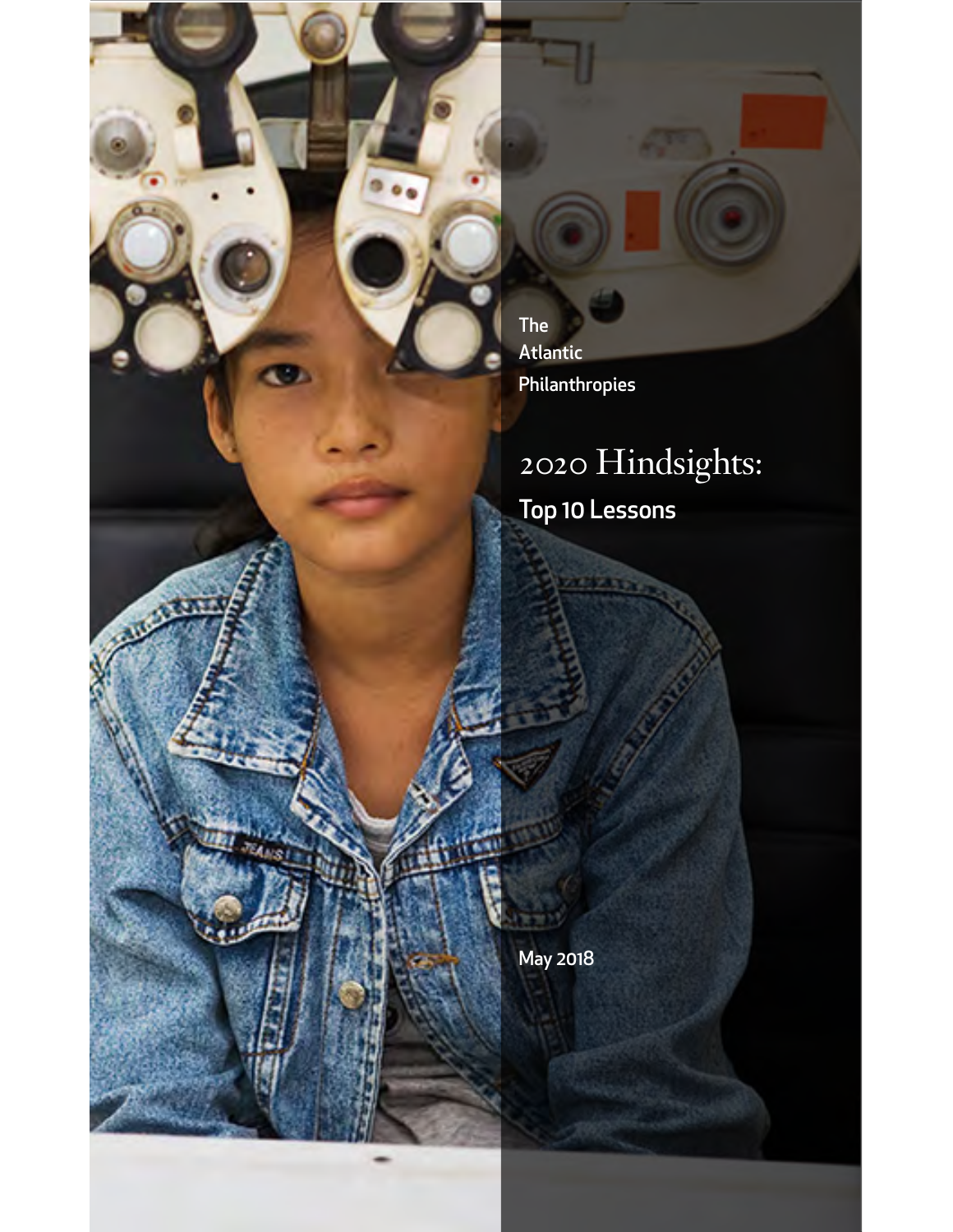The Atlantic Philanthropies

# 2020 Hindsights:

## Top 10 Lessons

May 2018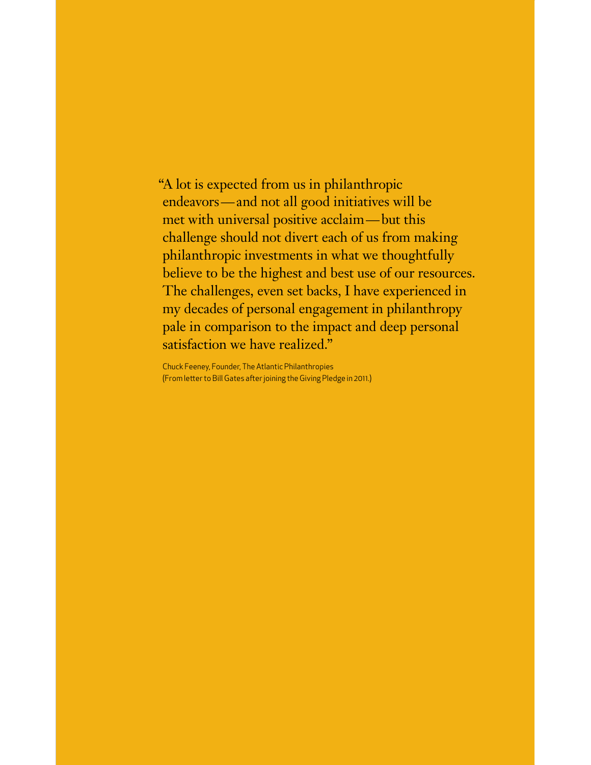"A lot is expected from us in philanthropic endeavors—and not all good initiatives will be met with universal positive acclaim—but this challenge should not divert each of us from making philanthropic investments in what we thoughtfully believe to be the highest and best use of our resources. The challenges, even set backs, I have experienced in my decades of personal engagement in philanthropy pale in comparison to the impact and deep personal satisfaction we have realized."

Chuck Feeney, Founder, The Atlantic Philanthropies
(From letter to Bill Gates after joining the Giving Pledge in 2011.)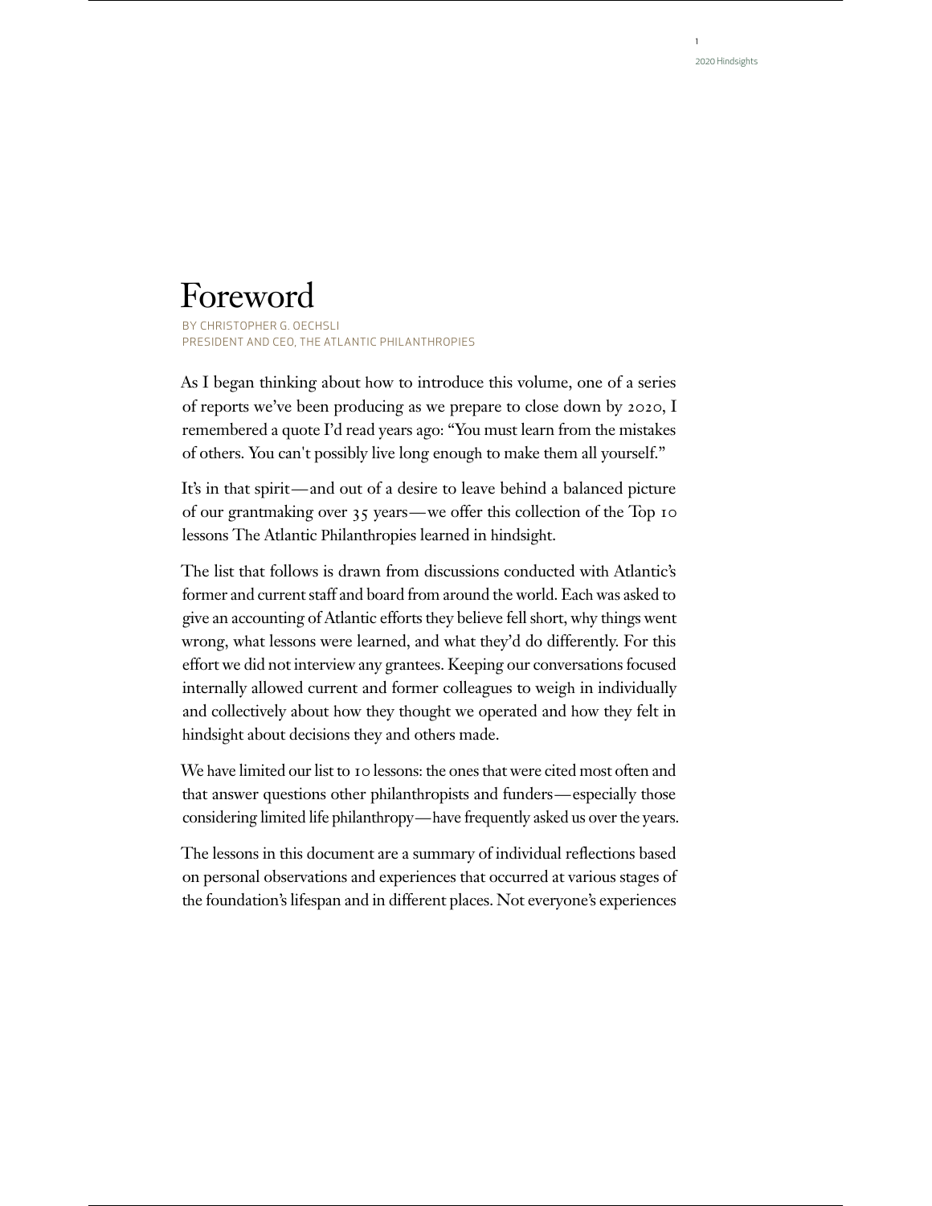# Foreword

BY CHRISTOPHER G. OECHSLI
PRESIDENT AND CEO, THE ATLANTIC PHILANTHROPIES

As I began thinking about how to introduce this volume, one of a series of reports we've been producing as we prepare to close down by 2020, I remembered a quote I'd read years ago: "You must learn from the mistakes of others. You can't possibly live long enough to make them all yourself."

It's in that spirit—and out of a desire to leave behind a balanced picture of our grantmaking over 35 years—we offer this collection of the Top 10 lessons The Atlantic Philanthropies learned in hindsight.

The list that follows is drawn from discussions conducted with Atlantic's former and current staff and board from around the world. Each was asked to give an accounting of Atlantic efforts they believe fell short, why things went wrong, what lessons were learned, and what they'd do differently. For this effort we did not interview any grantees. Keeping our conversations focused internally allowed current and former colleagues to weigh in individually and collectively about how they thought we operated and how they felt in hindsight about decisions they and others made.

We have limited our list to 10 lessons: the ones that were cited most often and that answer questions other philanthropists and funders—especially those considering limited life philanthropy—have frequently asked us over the years.

The lessons in this document are a summary of individual reflections based on personal observations and experiences that occurred at various stages of the foundation's lifespan and in different places. Not everyone's experiences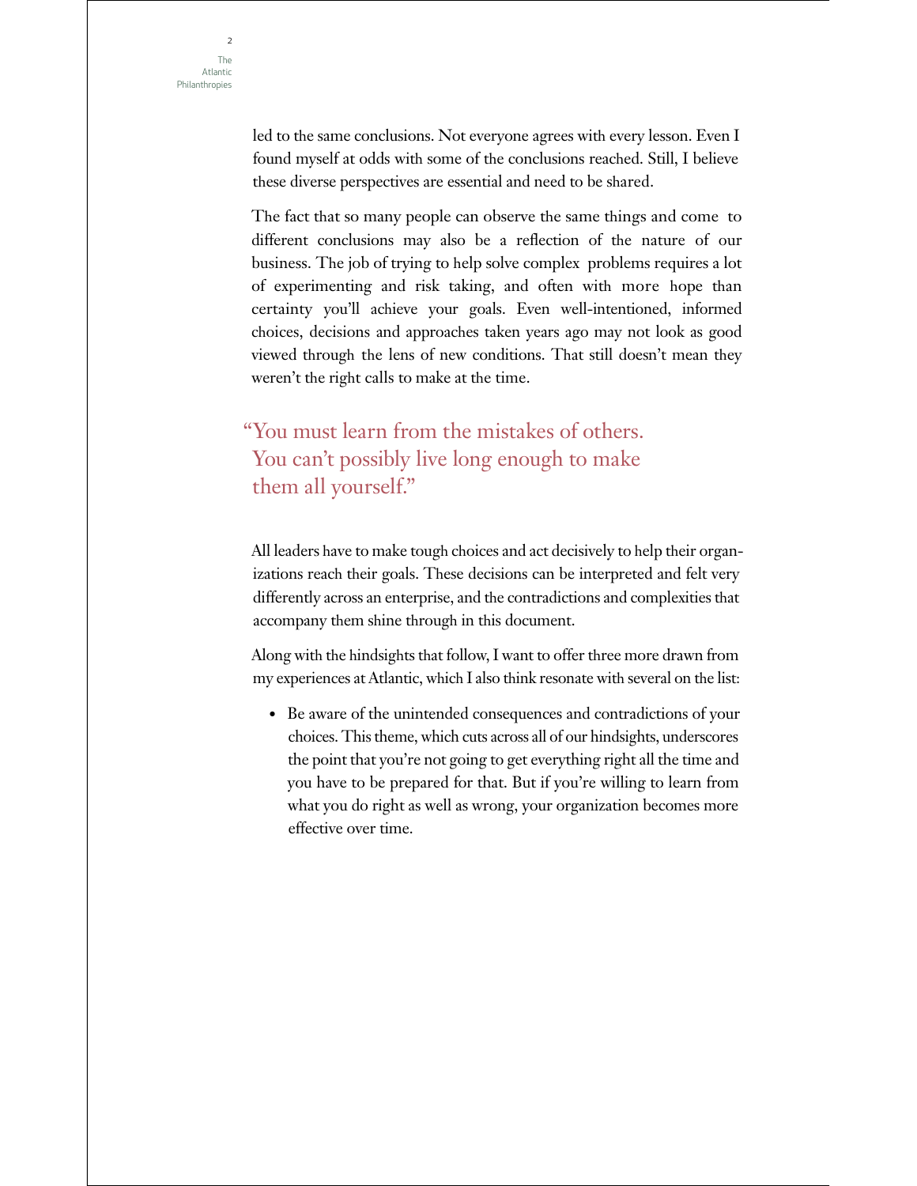led to the same conclusions. Not everyone agrees with every lesson. Even I found myself at odds with some of the conclusions reached. Still, I believe these diverse perspectives are essential and need to be shared.

The fact that so many people can observe the same things and come to different conclusions may also be a reflection of the nature of our business. The job of trying to help solve complex problems requires a lot of experimenting and risk taking, and often with more hope than certainty you'll achieve your goals. Even well-intentioned, informed choices, decisions and approaches taken years ago may not look as good viewed through the lens of new conditions. That still doesn't mean they weren't the right calls to make at the time.

> "You must learn from the mistakes of others. You can't possibly live long enough to make them all yourself."

All leaders have to make tough choices and act decisively to help their organizations reach their goals. These decisions can be interpreted and felt very differently across an enterprise, and the contradictions and complexities that accompany them shine through in this document.

Along with the hindsights that follow, I want to offer three more drawn from my experiences at Atlantic, which I also think resonate with several on the list:

- Be aware of the unintended consequences and contradictions of your choices. This theme, which cuts across all of our hindsights, underscores the point that you're not going to get everything right all the time and you have to be prepared for that. But if you're willing to learn from what you do right as well as wrong, your organization becomes more effective over time.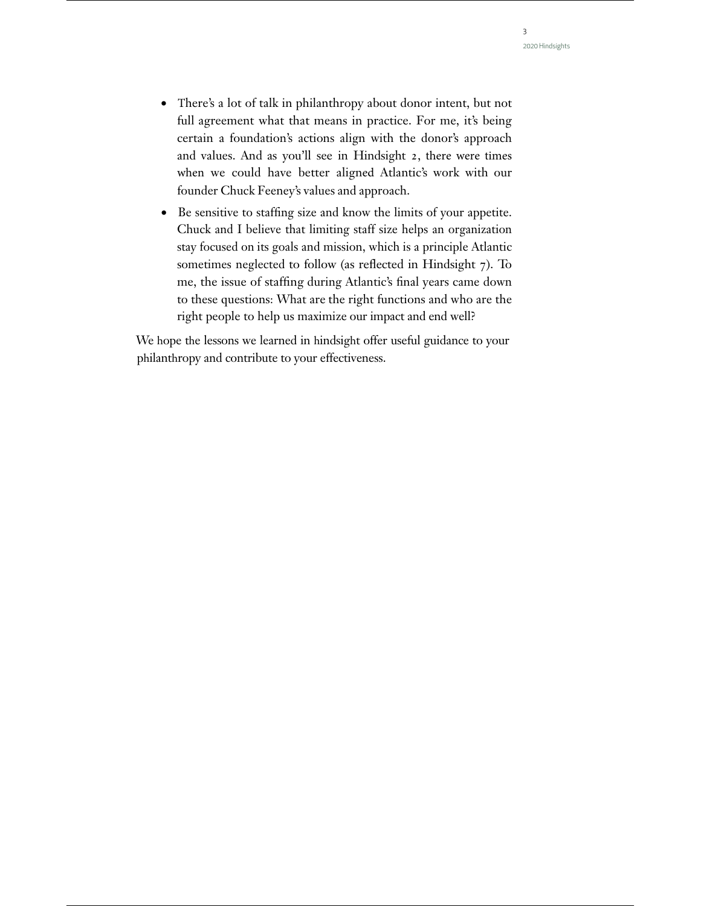- There's a lot of talk in philanthropy about donor intent, but not full agreement what that means in practice. For me, it's being certain a foundation's actions align with the donor's approach and values. And as you'll see in Hindsight 2, there were times when we could have better aligned Atlantic's work with our founder Chuck Feeney's values and approach.
- Be sensitive to staffing size and know the limits of your appetite. Chuck and I believe that limiting staff size helps an organization stay focused on its goals and mission, which is a principle Atlantic sometimes neglected to follow (as reflected in Hindsight 7). To me, the issue of staffing during Atlantic's final years came down to these questions: What are the right functions and who are the right people to help us maximize our impact and end well?

We hope the lessons we learned in hindsight offer useful guidance to your philanthropy and contribute to your effectiveness.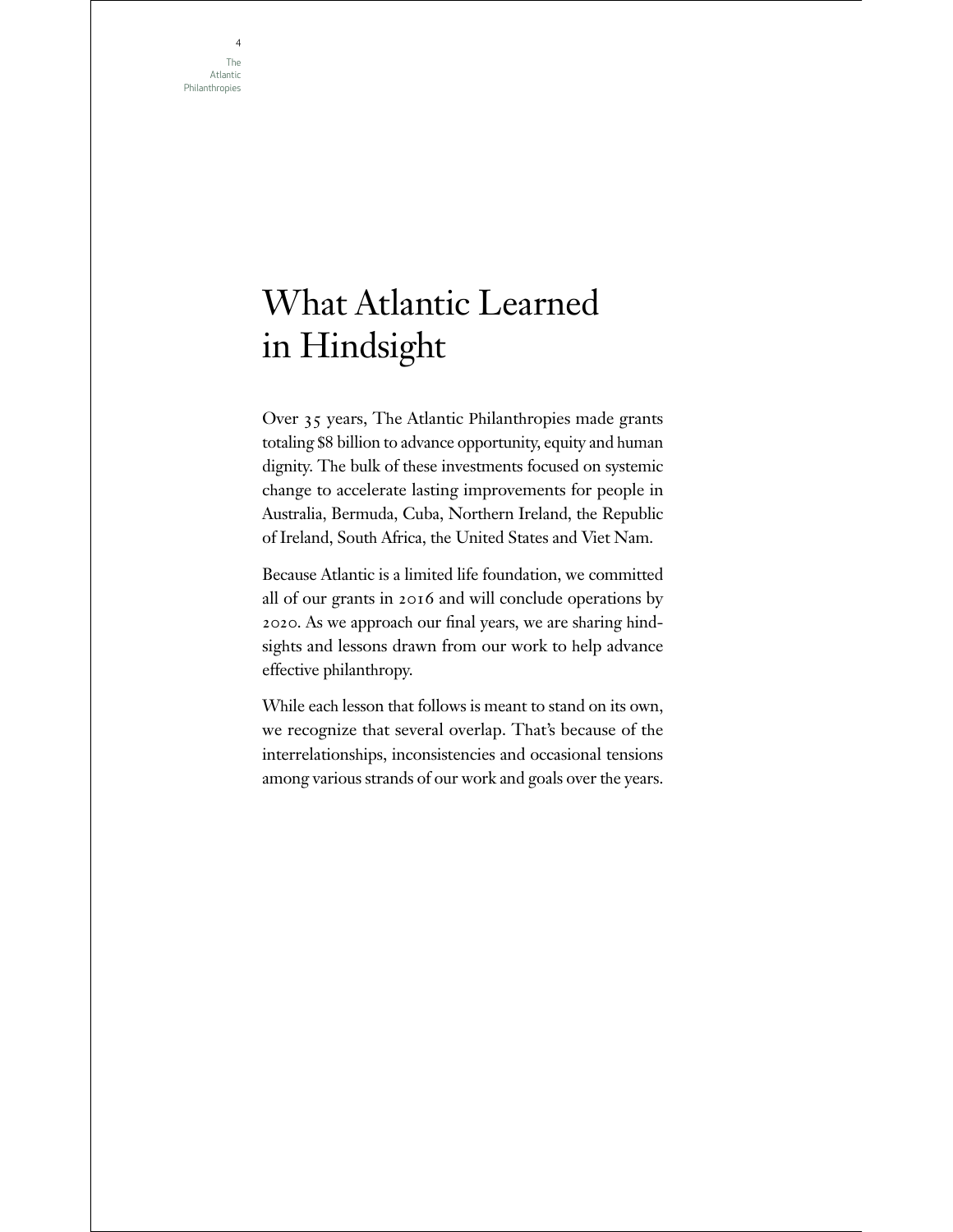# What Atlantic Learned in Hindsight

Over 35 years, The Atlantic Philanthropies made grants totaling $8 billion to advance opportunity, equity and human dignity. The bulk of these investments focused on systemic change to accelerate lasting improvements for people in Australia, Bermuda, Cuba, Northern Ireland, the Republic of Ireland, South Africa, the United States and Viet Nam.

Because Atlantic is a limited life foundation, we committed all of our grants in 2016 and will conclude operations by 2020. As we approach our final years, we are sharing hindsights and lessons drawn from our work to help advance effective philanthropy.

While each lesson that follows is meant to stand on its own, we recognize that several overlap. That's because of the interrelationships, inconsistencies and occasional tensions among various strands of our work and goals over the years.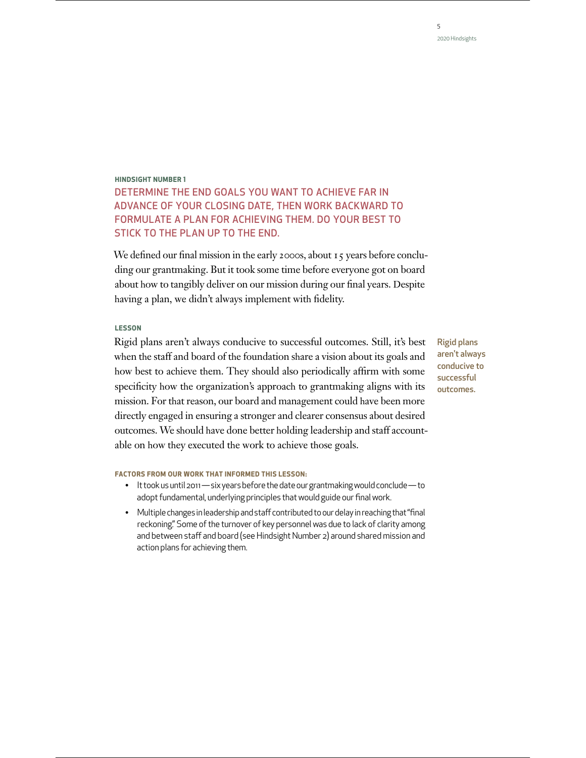**HINDSIGHT NUMBER 1**

## DETERMINE THE END GOALS YOU WANT TO ACHIEVE FAR IN ADVANCE OF YOUR CLOSING DATE, THEN WORK BACKWARD TO FORMULATE A PLAN FOR ACHIEVING THEM. DO YOUR BEST TO STICK TO THE PLAN UP TO THE END.

We defined our final mission in the early 2000s, about 15 years before concluding our grantmaking. But it took some time before everyone got on board about how to tangibly deliver on our mission during our final years. Despite having a plan, we didn't always implement with fidelity.

**LESSON**

Rigid plans aren't always conducive to successful outcomes. Still, it's best when the staff and board of the foundation share a vision about its goals and how best to achieve them. They should also periodically affirm with some specificity how the organization's approach to grantmaking aligns with its mission. For that reason, our board and management could have been more directly engaged in ensuring a stronger and clearer consensus about desired outcomes. We should have done better holding leadership and staff accountable on how they executed the work to achieve those goals.

**Rigid plans aren't always conducive to successful outcomes.**

**FACTORS FROM OUR WORK THAT INFORMED THIS LESSON:**

- It took us until 2011 — six years before the date our grantmaking would conclude — to adopt fundamental, underlying principles that would guide our final work.
- Multiple changes in leadership and staff contributed to our delay in reaching that "final reckoning." Some of the turnover of key personnel was due to lack of clarity among and between staff and board (see Hindsight Number 2) around shared mission and action plans for achieving them.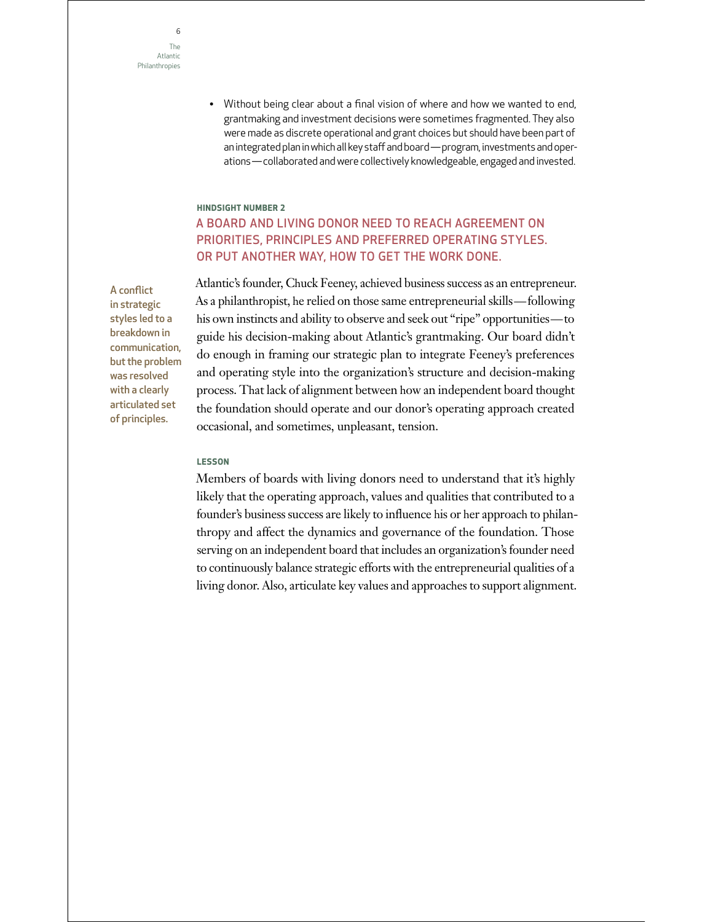- Without being clear about a final vision of where and how we wanted to end, grantmaking and investment decisions were sometimes fragmented. They also were made as discrete operational and grant choices but should have been part of an integrated plan in which all key staff and board — program, investments and operations — collaborated and were collectively knowledgeable, engaged and invested.

**HINDSIGHT NUMBER 2**

## A BOARD AND LIVING DONOR NEED TO REACH AGREEMENT ON PRIORITIES, PRINCIPLES AND PREFERRED OPERATING STYLES. OR PUT ANOTHER WAY, HOW TO GET THE WORK DONE.

A conflict in strategic styles led to a breakdown in communication, but the problem was resolved with a clearly articulated set of principles.

Atlantic's founder, Chuck Feeney, achieved business success as an entrepreneur. As a philanthropist, he relied on those same entrepreneurial skills — following his own instincts and ability to observe and seek out "ripe" opportunities — to guide his decision-making about Atlantic's grantmaking. Our board didn't do enough in framing our strategic plan to integrate Feeney's preferences and operating style into the organization's structure and decision-making process. That lack of alignment between how an independent board thought the foundation should operate and our donor's operating approach created occasional, and sometimes, unpleasant, tension.

**LESSON**

Members of boards with living donors need to understand that it's highly likely that the operating approach, values and qualities that contributed to a founder's business success are likely to influence his or her approach to philanthropy and affect the dynamics and governance of the foundation. Those serving on an independent board that includes an organization's founder need to continuously balance strategic efforts with the entrepreneurial qualities of a living donor. Also, articulate key values and approaches to support alignment.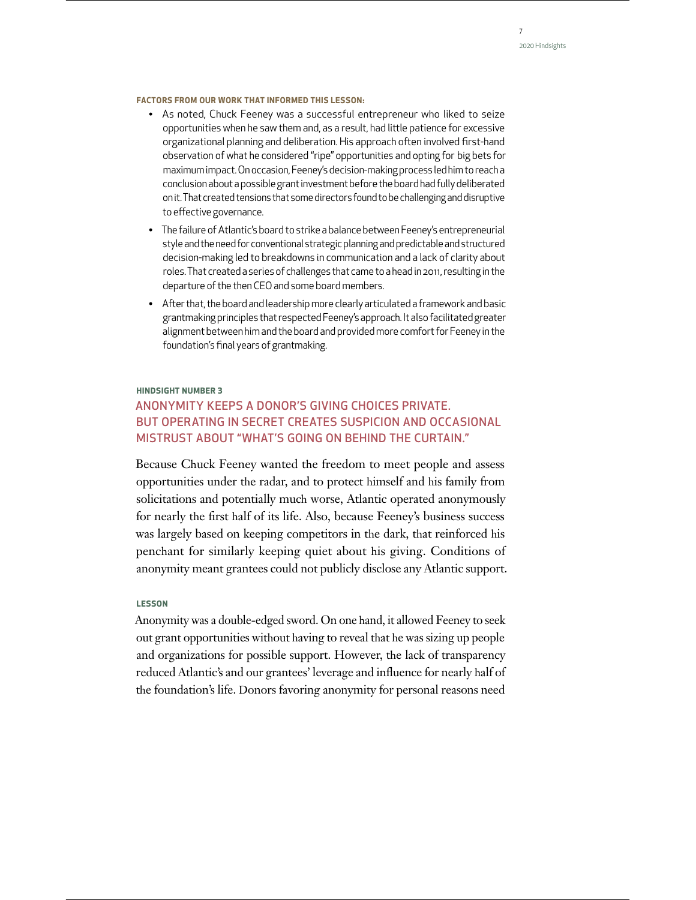**FACTORS FROM OUR WORK THAT INFORMED THIS LESSON:**

- As noted, Chuck Feeney was a successful entrepreneur who liked to seize opportunities when he saw them and, as a result, had little patience for excessive organizational planning and deliberation. His approach often involved first-hand observation of what he considered "ripe" opportunities and opting for big bets for maximum impact. On occasion, Feeney's decision-making process led him to reach a conclusion about a possible grant investment before the board had fully deliberated on it. That created tensions that some directors found to be challenging and disruptive to effective governance.
- The failure of Atlantic's board to strike a balance between Feeney's entrepreneurial style and the need for conventional strategic planning and predictable and structured decision-making led to breakdowns in communication and a lack of clarity about roles. That created a series of challenges that came to a head in 2011, resulting in the departure of the then CEO and some board members.
- After that, the board and leadership more clearly articulated a framework and basic grantmaking principles that respected Feeney's approach. It also facilitated greater alignment between him and the board and provided more comfort for Feeney in the foundation's final years of grantmaking.

**HINDSIGHT NUMBER 3**

## ANONYMITY KEEPS A DONOR'S GIVING CHOICES PRIVATE. BUT OPERATING IN SECRET CREATES SUSPICION AND OCCASIONAL MISTRUST ABOUT "WHAT'S GOING ON BEHIND THE CURTAIN."

Because Chuck Feeney wanted the freedom to meet people and assess opportunities under the radar, and to protect himself and his family from solicitations and potentially much worse, Atlantic operated anonymously for nearly the first half of its life. Also, because Feeney's business success was largely based on keeping competitors in the dark, that reinforced his penchant for similarly keeping quiet about his giving. Conditions of anonymity meant grantees could not publicly disclose any Atlantic support.

**LESSON**

Anonymity was a double-edged sword. On one hand, it allowed Feeney to seek out grant opportunities without having to reveal that he was sizing up people and organizations for possible support. However, the lack of transparency reduced Atlantic's and our grantees' leverage and influence for nearly half of the foundation's life. Donors favoring anonymity for personal reasons need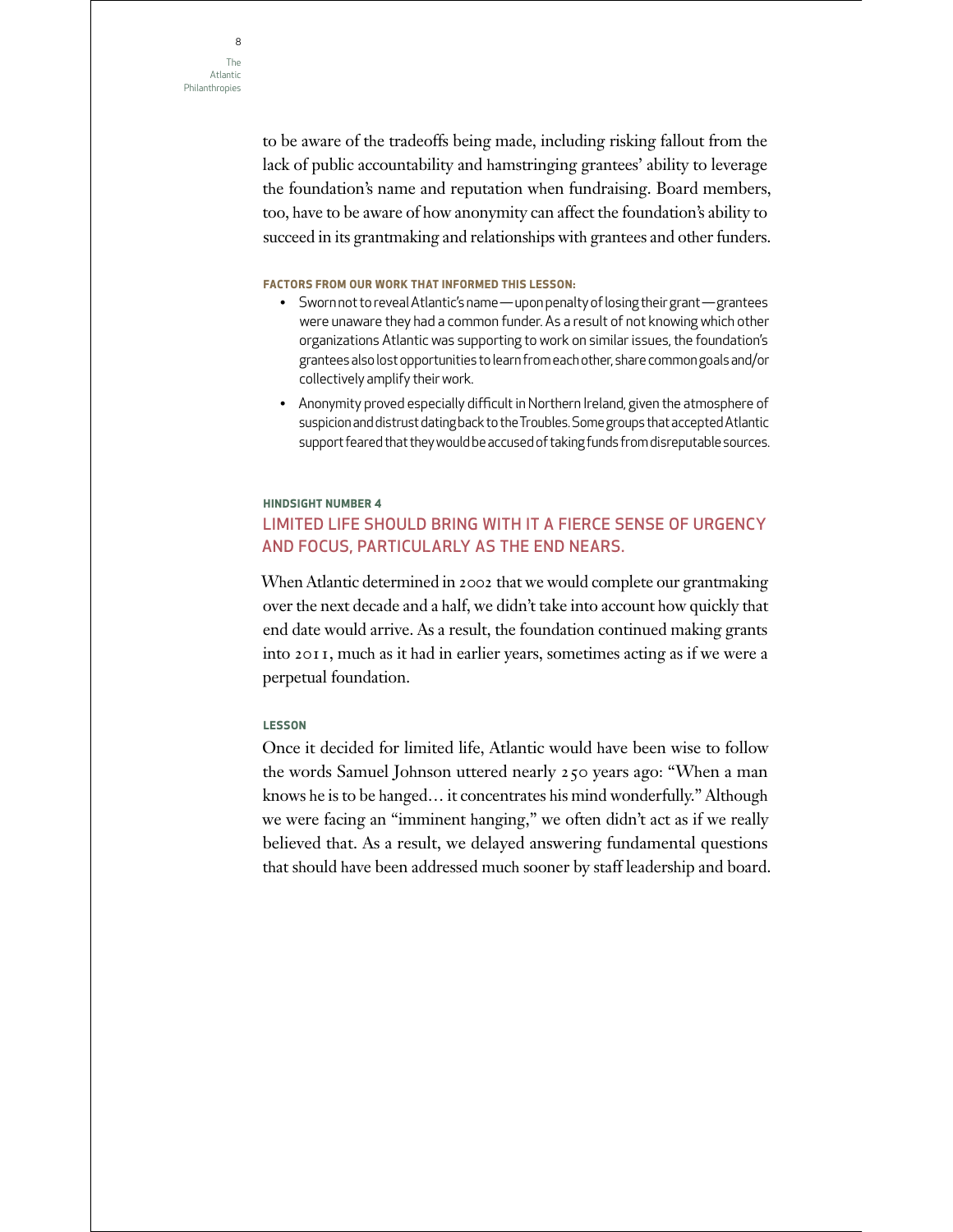to be aware of the tradeoffs being made, including risking fallout from the lack of public accountability and hamstringing grantees' ability to leverage the foundation's name and reputation when fundraising. Board members, too, have to be aware of how anonymity can affect the foundation's ability to succeed in its grantmaking and relationships with grantees and other funders.

**FACTORS FROM OUR WORK THAT INFORMED THIS LESSON:**

- Sworn not to reveal Atlantic's name—upon penalty of losing their grant—grantees were unaware they had a common funder. As a result of not knowing which other organizations Atlantic was supporting to work on similar issues, the foundation's grantees also lost opportunities to learn from each other, share common goals and/or collectively amplify their work.
- Anonymity proved especially difficult in Northern Ireland, given the atmosphere of suspicion and distrust dating back to the Troubles. Some groups that accepted Atlantic support feared that they would be accused of taking funds from disreputable sources.

**HINDSIGHT NUMBER 4**

## LIMITED LIFE SHOULD BRING WITH IT A FIERCE SENSE OF URGENCY AND FOCUS, PARTICULARLY AS THE END NEARS.

When Atlantic determined in 2002 that we would complete our grantmaking over the next decade and a half, we didn't take into account how quickly that end date would arrive. As a result, the foundation continued making grants into 2011, much as it had in earlier years, sometimes acting as if we were a perpetual foundation.

**LESSON**

Once it decided for limited life, Atlantic would have been wise to follow the words Samuel Johnson uttered nearly 250 years ago: "When a man knows he is to be hanged… it concentrates his mind wonderfully." Although we were facing an "imminent hanging," we often didn't act as if we really believed that. As a result, we delayed answering fundamental questions that should have been addressed much sooner by staff leadership and board.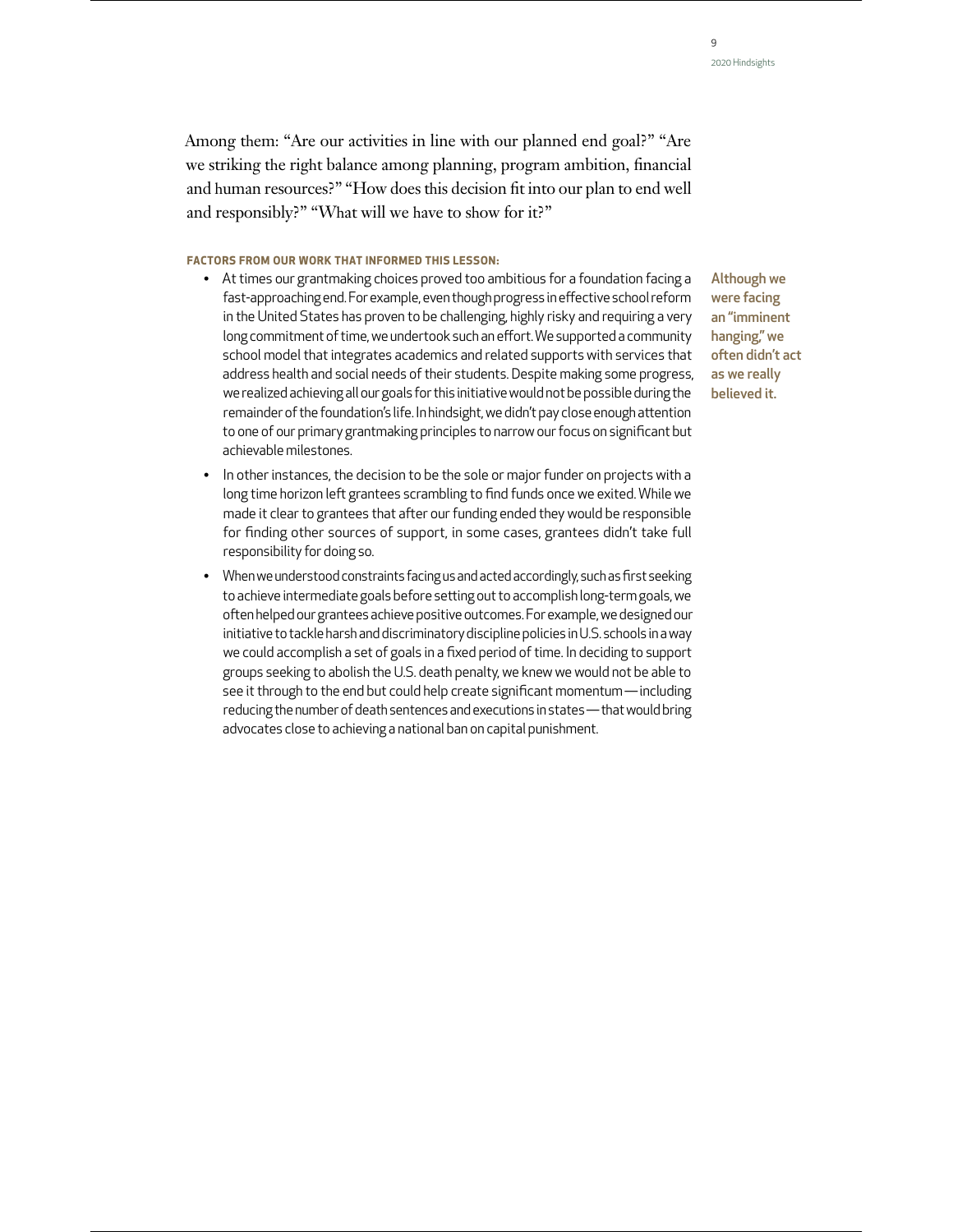Among them: "Are our activities in line with our planned end goal?" "Are we striking the right balance among planning, program ambition, financial and human resources?" "How does this decision fit into our plan to end well and responsibly?" "What will we have to show for it?"

**FACTORS FROM OUR WORK THAT INFORMED THIS LESSON:**

- At times our grantmaking choices proved too ambitious for a foundation facing a fast-approaching end. For example, even though progress in effective school reform in the United States has proven to be challenging, highly risky and requiring a very long commitment of time, we undertook such an effort. We supported a community school model that integrates academics and related supports with services that address health and social needs of their students. Despite making some progress, we realized achieving all our goals for this initiative would not be possible during the remainder of the foundation's life. In hindsight, we didn't pay close enough attention to one of our primary grantmaking principles to narrow our focus on significant but achievable milestones.
- In other instances, the decision to be the sole or major funder on projects with a long time horizon left grantees scrambling to find funds once we exited. While we made it clear to grantees that after our funding ended they would be responsible for finding other sources of support, in some cases, grantees didn't take full responsibility for doing so.
- When we understood constraints facing us and acted accordingly, such as first seeking to achieve intermediate goals before setting out to accomplish long-term goals, we often helped our grantees achieve positive outcomes. For example, we designed our initiative to tackle harsh and discriminatory discipline policies in U.S. schools in a way we could accomplish a set of goals in a fixed period of time. In deciding to support groups seeking to abolish the U.S. death penalty, we knew we would not be able to see it through to the end but could help create significant momentum — including reducing the number of death sentences and executions in states — that would bring advocates close to achieving a national ban on capital punishment.

Although we were facing an "imminent hanging," we often didn't act as we really believed it.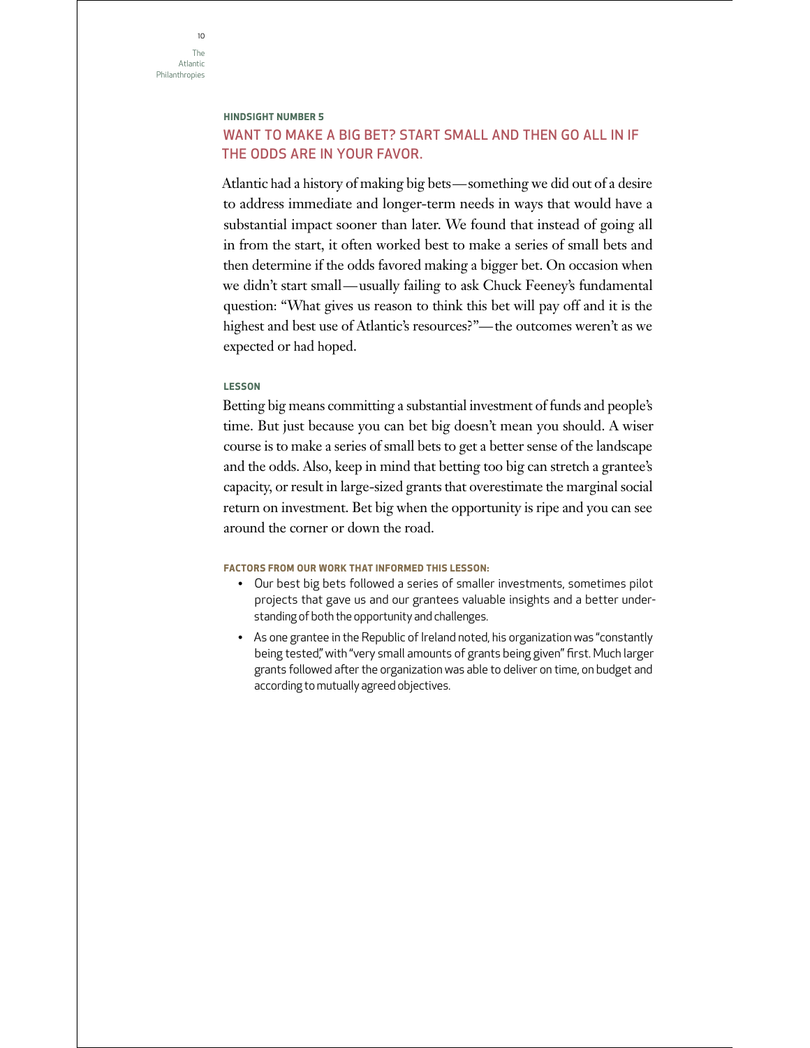#### HINDSIGHT NUMBER 5

## WANT TO MAKE A BIG BET? START SMALL AND THEN GO ALL IN IF THE ODDS ARE IN YOUR FAVOR.

Atlantic had a history of making big bets—something we did out of a desire to address immediate and longer-term needs in ways that would have a substantial impact sooner than later. We found that instead of going all in from the start, it often worked best to make a series of small bets and then determine if the odds favored making a bigger bet. On occasion when we didn't start small—usually failing to ask Chuck Feeney's fundamental question: "What gives us reason to think this bet will pay off and it is the highest and best use of Atlantic's resources?"—the outcomes weren't as we expected or had hoped.

#### LESSON

Betting big means committing a substantial investment of funds and people's time. But just because you can bet big doesn't mean you should. A wiser course is to make a series of small bets to get a better sense of the landscape and the odds. Also, keep in mind that betting too big can stretch a grantee's capacity, or result in large-sized grants that overestimate the marginal social return on investment. Bet big when the opportunity is ripe and you can see around the corner or down the road.

#### FACTORS FROM OUR WORK THAT INFORMED THIS LESSON:

- Our best big bets followed a series of smaller investments, sometimes pilot projects that gave us and our grantees valuable insights and a better understanding of both the opportunity and challenges.
- As one grantee in the Republic of Ireland noted, his organization was "constantly being tested," with "very small amounts of grants being given" first. Much larger grants followed after the organization was able to deliver on time, on budget and according to mutually agreed objectives.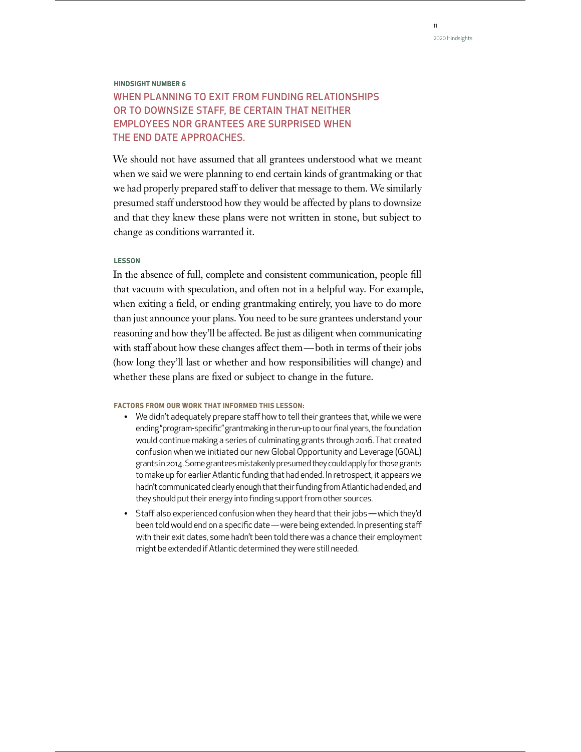#### HINDSIGHT NUMBER 6

## WHEN PLANNING TO EXIT FROM FUNDING RELATIONSHIPS OR TO DOWNSIZE STAFF, BE CERTAIN THAT NEITHER EMPLOYEES NOR GRANTEES ARE SURPRISED WHEN THE END DATE APPROACHES.

We should not have assumed that all grantees understood what we meant when we said we were planning to end certain kinds of grantmaking or that we had properly prepared staff to deliver that message to them. We similarly presumed staff understood how they would be affected by plans to downsize and that they knew these plans were not written in stone, but subject to change as conditions warranted it.

#### LESSON

In the absence of full, complete and consistent communication, people fill that vacuum with speculation, and often not in a helpful way. For example, when exiting a field, or ending grantmaking entirely, you have to do more than just announce your plans. You need to be sure grantees understand your reasoning and how they'll be affected. Be just as diligent when communicating with staff about how these changes affect them—both in terms of their jobs (how long they'll last or whether and how responsibilities will change) and whether these plans are fixed or subject to change in the future.

#### FACTORS FROM OUR WORK THAT INFORMED THIS LESSON:

- We didn't adequately prepare staff how to tell their grantees that, while we were ending "program-specific" grantmaking in the run-up to our final years, the foundation would continue making a series of culminating grants through 2016. That created confusion when we initiated our new Global Opportunity and Leverage (GOAL) grants in 2014. Some grantees mistakenly presumed they could apply for those grants to make up for earlier Atlantic funding that had ended. In retrospect, it appears we hadn't communicated clearly enough that their funding from Atlantic had ended, and they should put their energy into finding support from other sources.
- Staff also experienced confusion when they heard that their jobs—which they'd been told would end on a specific date—were being extended. In presenting staff with their exit dates, some hadn't been told there was a chance their employment might be extended if Atlantic determined they were still needed.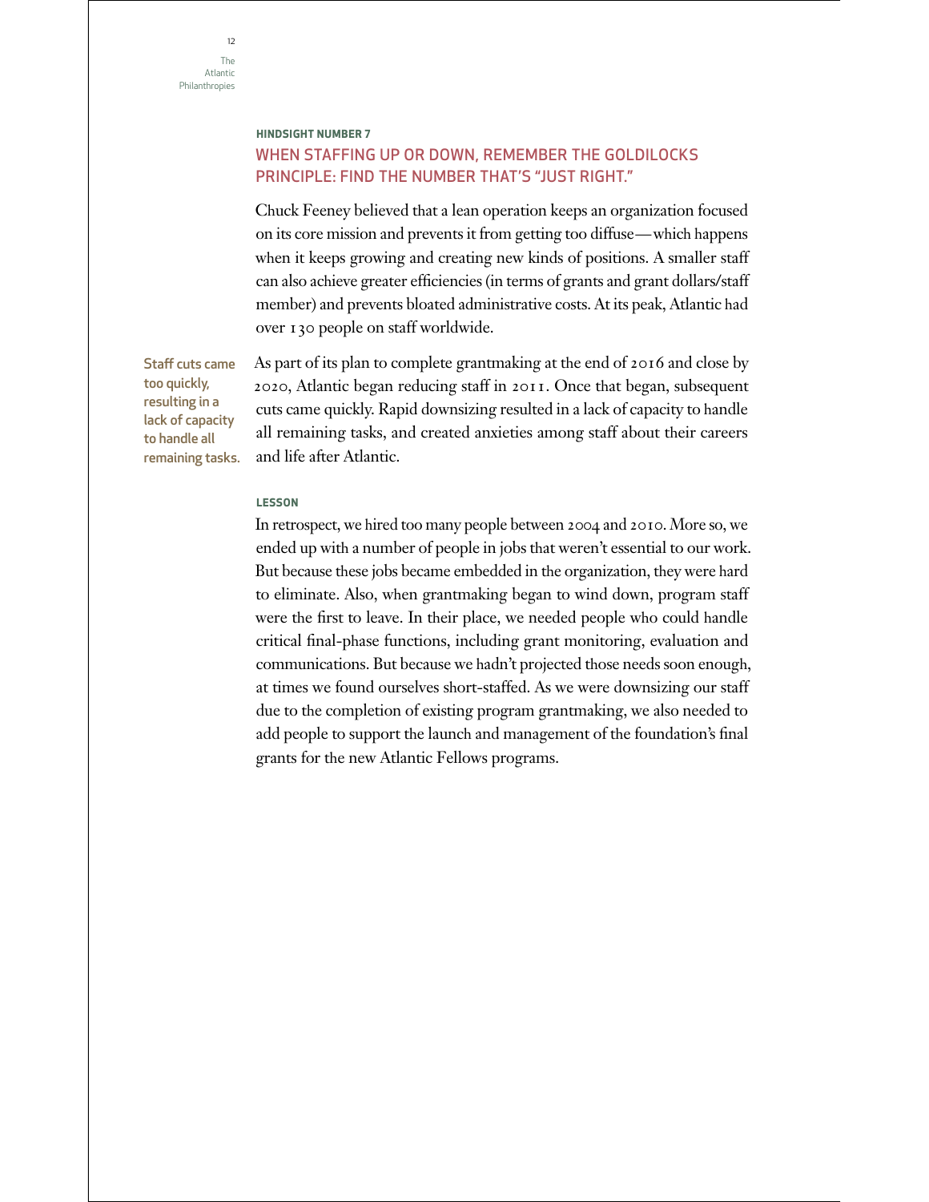#### HINDSIGHT NUMBER 7

### WHEN STAFFING UP OR DOWN, REMEMBER THE GOLDILOCKS PRINCIPLE: FIND THE NUMBER THAT'S "JUST RIGHT."

Chuck Feeney believed that a lean operation keeps an organization focused on its core mission and prevents it from getting too diffuse—which happens when it keeps growing and creating new kinds of positions. A smaller staff can also achieve greater efficiencies (in terms of grants and grant dollars/staff member) and prevents bloated administrative costs. At its peak, Atlantic had over 130 people on staff worldwide.

**Staff cuts came too quickly, resulting in a lack of capacity to handle all remaining tasks.**

As part of its plan to complete grantmaking at the end of 2016 and close by 2020, Atlantic began reducing staff in 2011. Once that began, subsequent cuts came quickly. Rapid downsizing resulted in a lack of capacity to handle all remaining tasks, and created anxieties among staff about their careers and life after Atlantic.

#### LESSON

In retrospect, we hired too many people between 2004 and 2010. More so, we ended up with a number of people in jobs that weren't essential to our work. But because these jobs became embedded in the organization, they were hard to eliminate. Also, when grantmaking began to wind down, program staff were the first to leave. In their place, we needed people who could handle critical final-phase functions, including grant monitoring, evaluation and communications. But because we hadn't projected those needs soon enough, at times we found ourselves short-staffed. As we were downsizing our staff due to the completion of existing program grantmaking, we also needed to add people to support the launch and management of the foundation's final grants for the new Atlantic Fellows programs.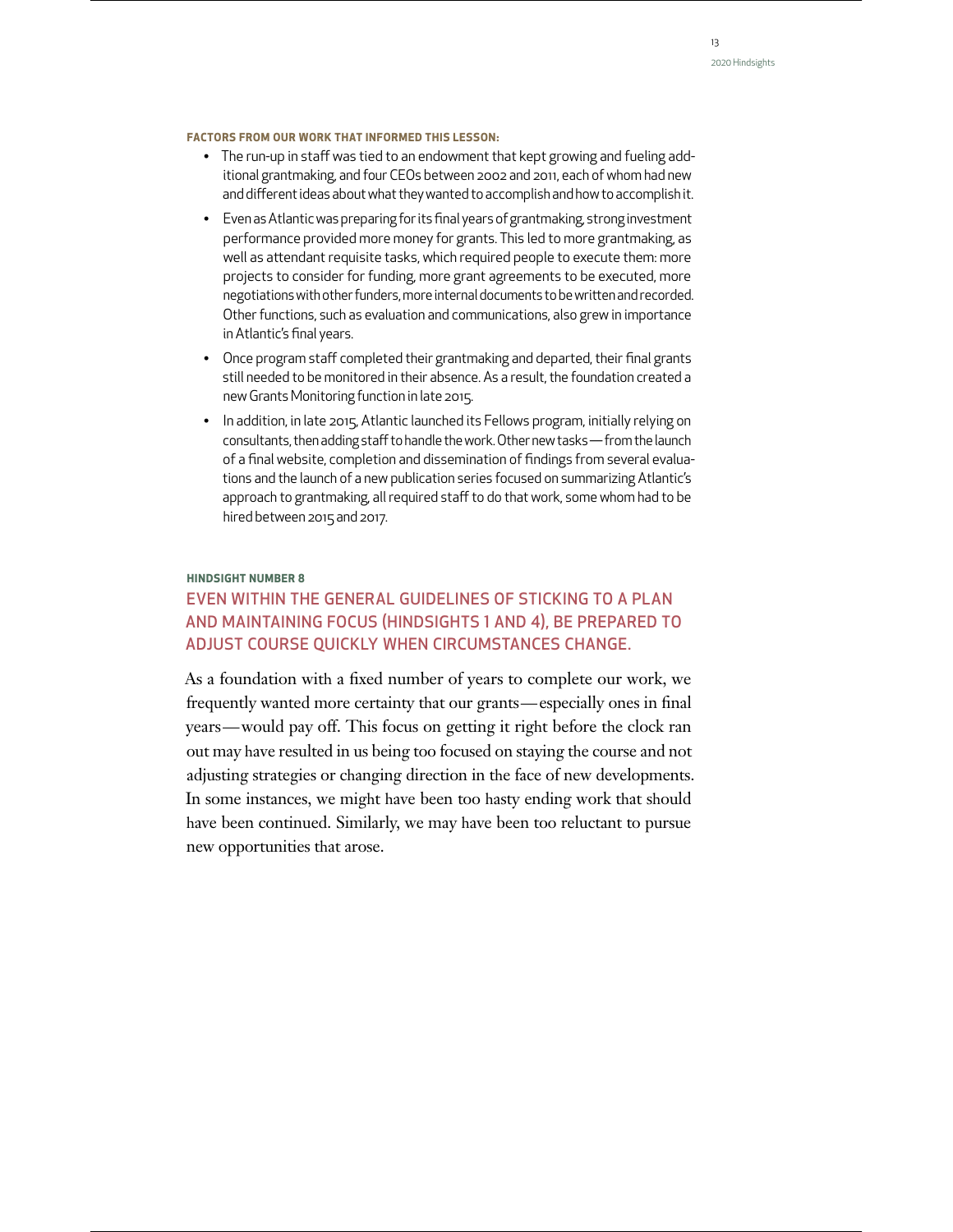**FACTORS FROM OUR WORK THAT INFORMED THIS LESSON:**

- The run-up in staff was tied to an endowment that kept growing and fueling additional grantmaking, and four CEOs between 2002 and 2011, each of whom had new and different ideas about what they wanted to accomplish and how to accomplish it.
- Even as Atlantic was preparing for its final years of grantmaking, strong investment performance provided more money for grants. This led to more grantmaking, as well as attendant requisite tasks, which required people to execute them: more projects to consider for funding, more grant agreements to be executed, more negotiations with other funders, more internal documents to be written and recorded. Other functions, such as evaluation and communications, also grew in importance in Atlantic's final years.
- Once program staff completed their grantmaking and departed, their final grants still needed to be monitored in their absence. As a result, the foundation created a new Grants Monitoring function in late 2015.
- In addition, in late 2015, Atlantic launched its Fellows program, initially relying on consultants, then adding staff to handle the work. Other new tasks — from the launch of a final website, completion and dissemination of findings from several evaluations and the launch of a new publication series focused on summarizing Atlantic's approach to grantmaking, all required staff to do that work, some whom had to be hired between 2015 and 2017.

**HINDSIGHT NUMBER 8**

## EVEN WITHIN THE GENERAL GUIDELINES OF STICKING TO A PLAN AND MAINTAINING FOCUS (HINDSIGHTS 1 AND 4), BE PREPARED TO ADJUST COURSE QUICKLY WHEN CIRCUMSTANCES CHANGE.

As a foundation with a fixed number of years to complete our work, we frequently wanted more certainty that our grants — especially ones in final years — would pay off. This focus on getting it right before the clock ran out may have resulted in us being too focused on staying the course and not adjusting strategies or changing direction in the face of new developments. In some instances, we might have been too hasty ending work that should have been continued. Similarly, we may have been too reluctant to pursue new opportunities that arose.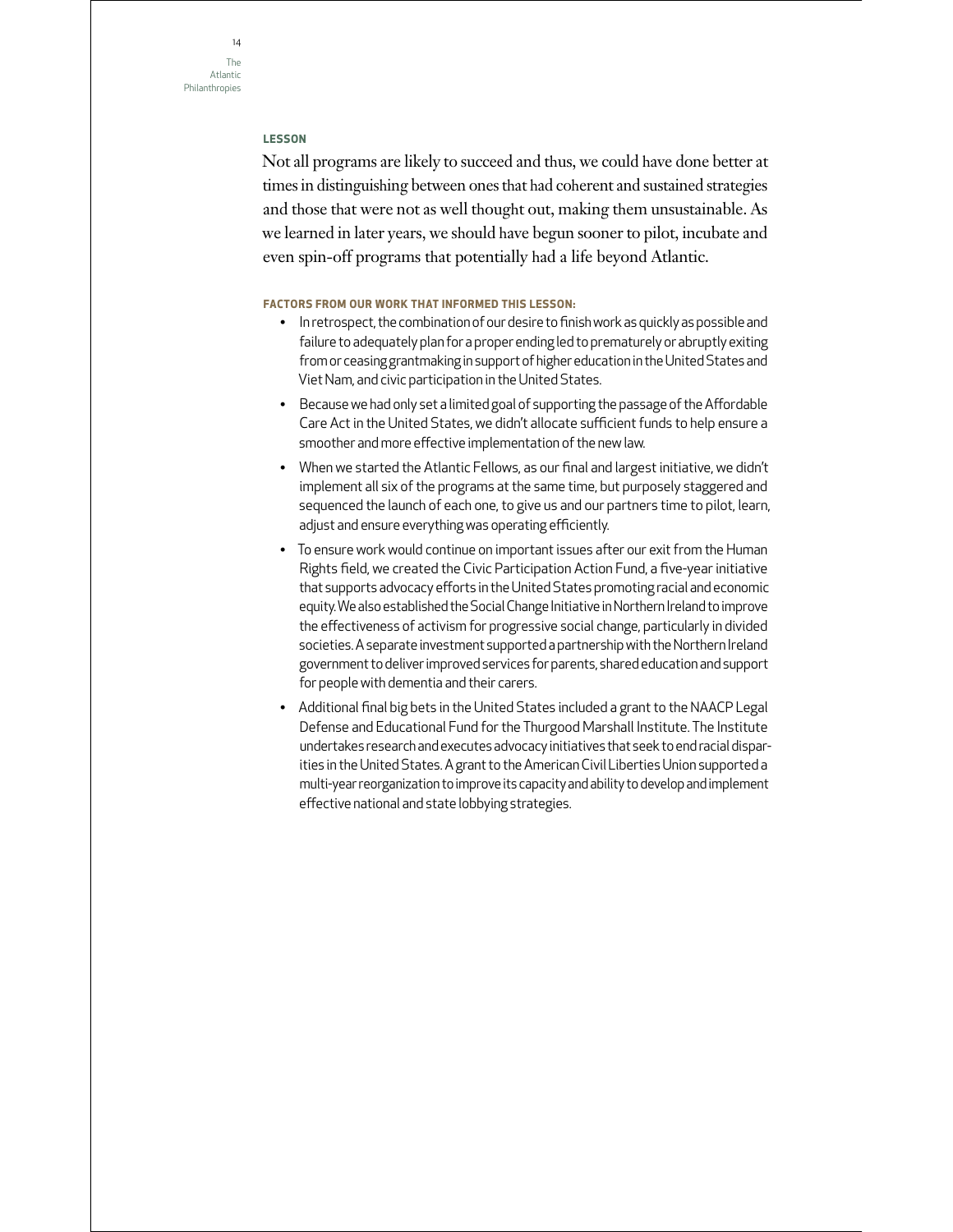**LESSON**

Not all programs are likely to succeed and thus, we could have done better at times in distinguishing between ones that had coherent and sustained strategies and those that were not as well thought out, making them unsustainable. As we learned in later years, we should have begun sooner to pilot, incubate and even spin-off programs that potentially had a life beyond Atlantic.

**FACTORS FROM OUR WORK THAT INFORMED THIS LESSON:**

- In retrospect, the combination of our desire to finish work as quickly as possible and failure to adequately plan for a proper ending led to prematurely or abruptly exiting from or ceasing grantmaking in support of higher education in the United States and Viet Nam, and civic participation in the United States.
- Because we had only set a limited goal of supporting the passage of the Affordable Care Act in the United States, we didn't allocate sufficient funds to help ensure a smoother and more effective implementation of the new law.
- When we started the Atlantic Fellows, as our final and largest initiative, we didn't implement all six of the programs at the same time, but purposely staggered and sequenced the launch of each one, to give us and our partners time to pilot, learn, adjust and ensure everything was operating efficiently.
- To ensure work would continue on important issues after our exit from the Human Rights field, we created the Civic Participation Action Fund, a five-year initiative that supports advocacy efforts in the United States promoting racial and economic equity. We also established the Social Change Initiative in Northern Ireland to improve the effectiveness of activism for progressive social change, particularly in divided societies. A separate investment supported a partnership with the Northern Ireland government to deliver improved services for parents, shared education and support for people with dementia and their carers.
- Additional final big bets in the United States included a grant to the NAACP Legal Defense and Educational Fund for the Thurgood Marshall Institute. The Institute undertakes research and executes advocacy initiatives that seek to end racial disparities in the United States. A grant to the American Civil Liberties Union supported a multi-year reorganization to improve its capacity and ability to develop and implement effective national and state lobbying strategies.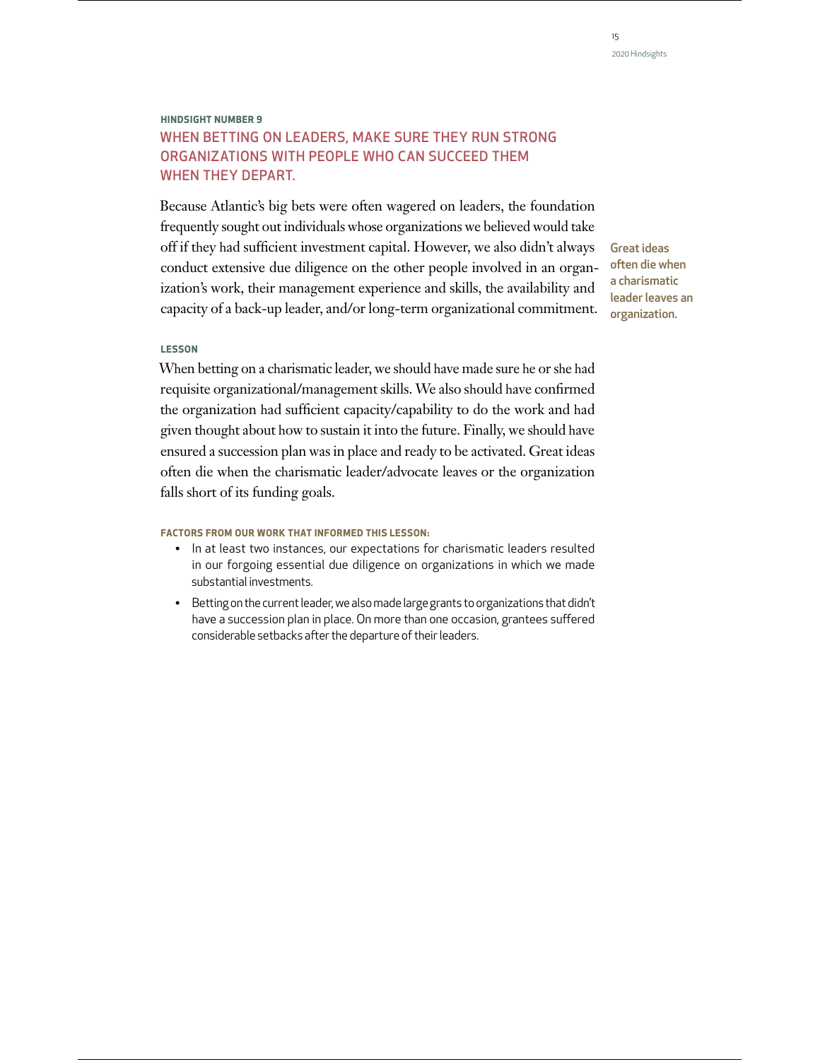**HINDSIGHT NUMBER 9**

## WHEN BETTING ON LEADERS, MAKE SURE THEY RUN STRONG ORGANIZATIONS WITH PEOPLE WHO CAN SUCCEED THEM WHEN THEY DEPART.

Because Atlantic's big bets were often wagered on leaders, the foundation frequently sought out individuals whose organizations we believed would take off if they had sufficient investment capital. However, we also didn't always conduct extensive due diligence on the other people involved in an organization's work, their management experience and skills, the availability and capacity of a back-up leader, and/or long-term organizational commitment.

**Great ideas often die when a charismatic leader leaves an organization.**

**LESSON**

When betting on a charismatic leader, we should have made sure he or she had requisite organizational/management skills. We also should have confirmed the organization had sufficient capacity/capability to do the work and had given thought about how to sustain it into the future. Finally, we should have ensured a succession plan was in place and ready to be activated. Great ideas often die when the charismatic leader/advocate leaves or the organization falls short of its funding goals.

**FACTORS FROM OUR WORK THAT INFORMED THIS LESSON:**

- In at least two instances, our expectations for charismatic leaders resulted in our forgoing essential due diligence on organizations in which we made substantial investments.
- Betting on the current leader, we also made large grants to organizations that didn't have a succession plan in place. On more than one occasion, grantees suffered considerable setbacks after the departure of their leaders.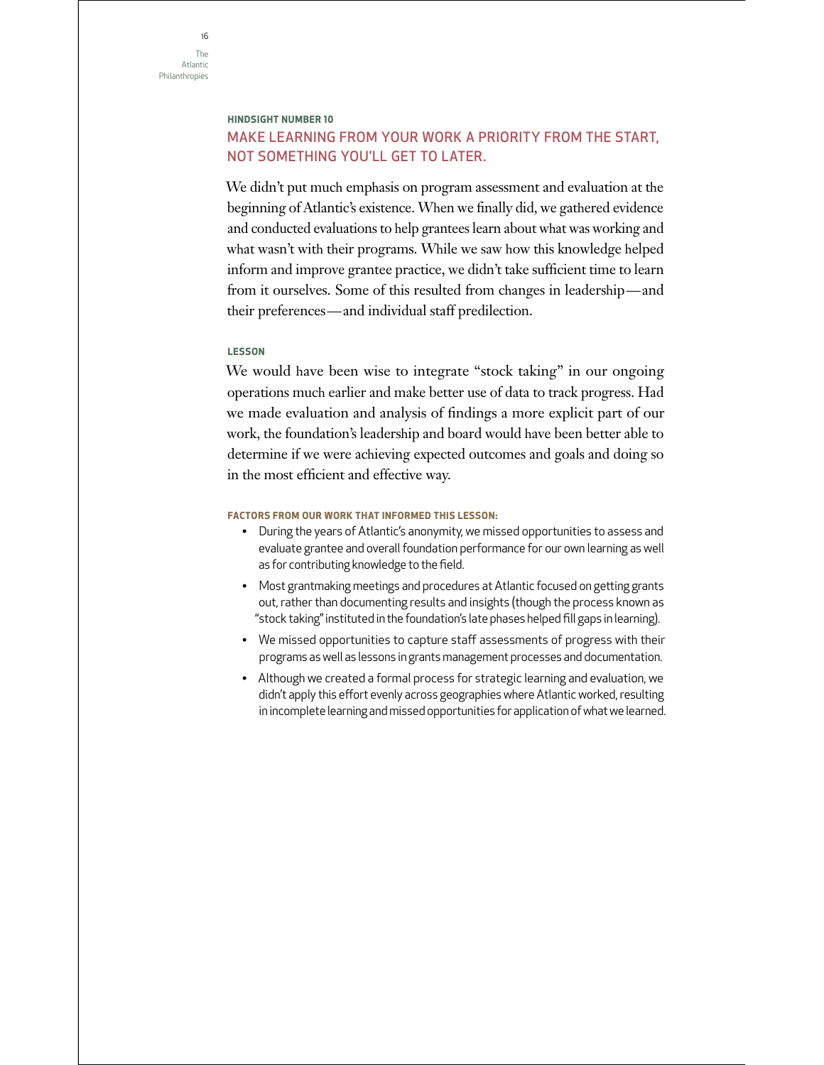### HINDSIGHT NUMBER 10

## MAKE LEARNING FROM YOUR WORK A PRIORITY FROM THE START, NOT SOMETHING YOU'LL GET TO LATER.

We didn't put much emphasis on program assessment and evaluation at the beginning of Atlantic's existence. When we finally did, we gathered evidence and conducted evaluations to help grantees learn about what was working and what wasn't with their programs. While we saw how this knowledge helped inform and improve grantee practice, we didn't take sufficient time to learn from it ourselves. Some of this resulted from changes in leadership—and their preferences—and individual staff predilection.

#### LESSON

We would have been wise to integrate "stock taking" in our ongoing operations much earlier and make better use of data to track progress. Had we made evaluation and analysis of findings a more explicit part of our work, the foundation's leadership and board would have been better able to determine if we were achieving expected outcomes and goals and doing so in the most efficient and effective way.

#### FACTORS FROM OUR WORK THAT INFORMED THIS LESSON:

- During the years of Atlantic's anonymity, we missed opportunities to assess and evaluate grantee and overall foundation performance for our own learning as well as for contributing knowledge to the field.
- Most grantmaking meetings and procedures at Atlantic focused on getting grants out, rather than documenting results and insights (though the process known as "stock taking" instituted in the foundation's late phases helped fill gaps in learning).
- We missed opportunities to capture staff assessments of progress with their programs as well as lessons in grants management processes and documentation.
- Although we created a formal process for strategic learning and evaluation, we didn't apply this effort evenly across geographies where Atlantic worked, resulting in incomplete learning and missed opportunities for application of what we learned.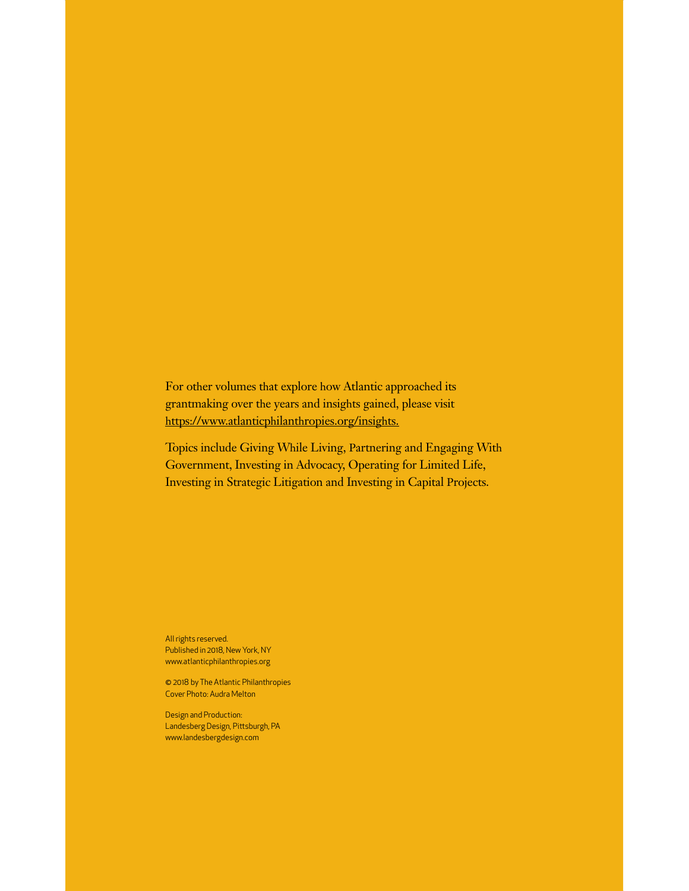For other volumes that explore how Atlantic approached its grantmaking over the years and insights gained, please visit https://www.atlanticphilanthropies.org/insights.

Topics include Giving While Living, Partnering and Engaging With Government, Investing in Advocacy, Operating for Limited Life, Investing in Strategic Litigation and Investing in Capital Projects.

All rights reserved.
Published in 2018, New York, NY
www.atlanticphilanthropies.org

© 2018 by The Atlantic Philanthropies
Cover Photo: Audra Melton

Design and Production:
Landesberg Design, Pittsburgh, PA
www.landesbergdesign.com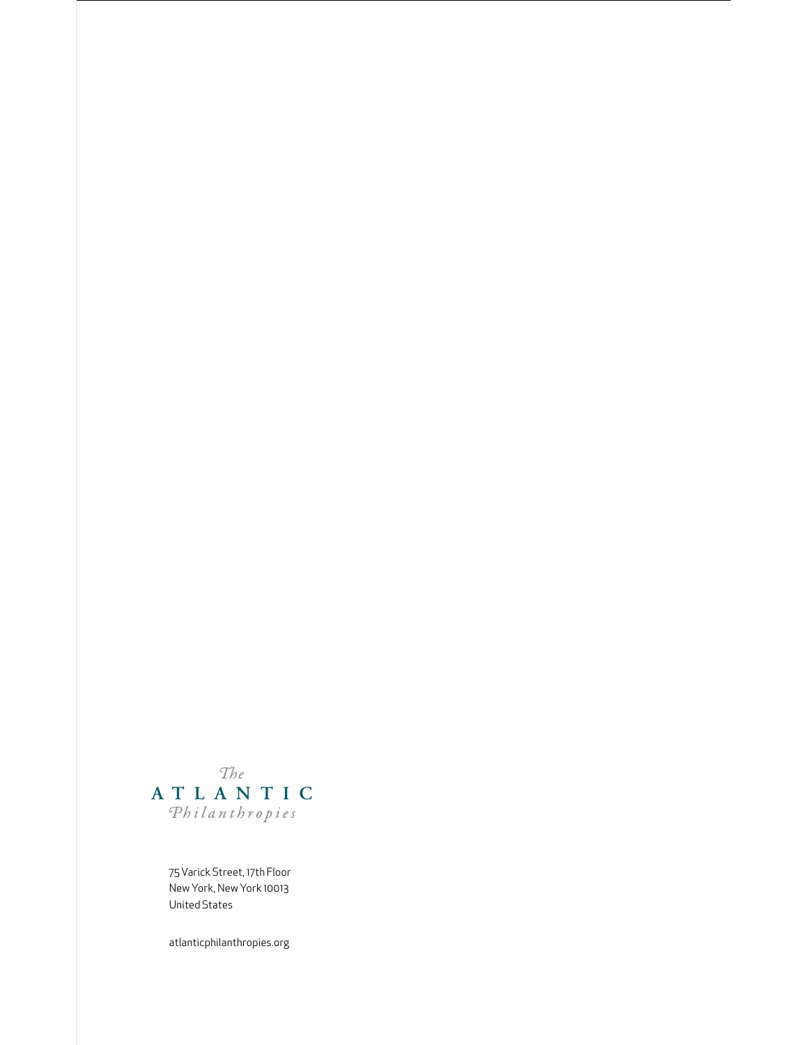*The*
**ATLANTIC**
*Philanthropies*

75 Varick Street, 17th Floor
New York, New York 10013
United States

atlanticphilanthropies.org